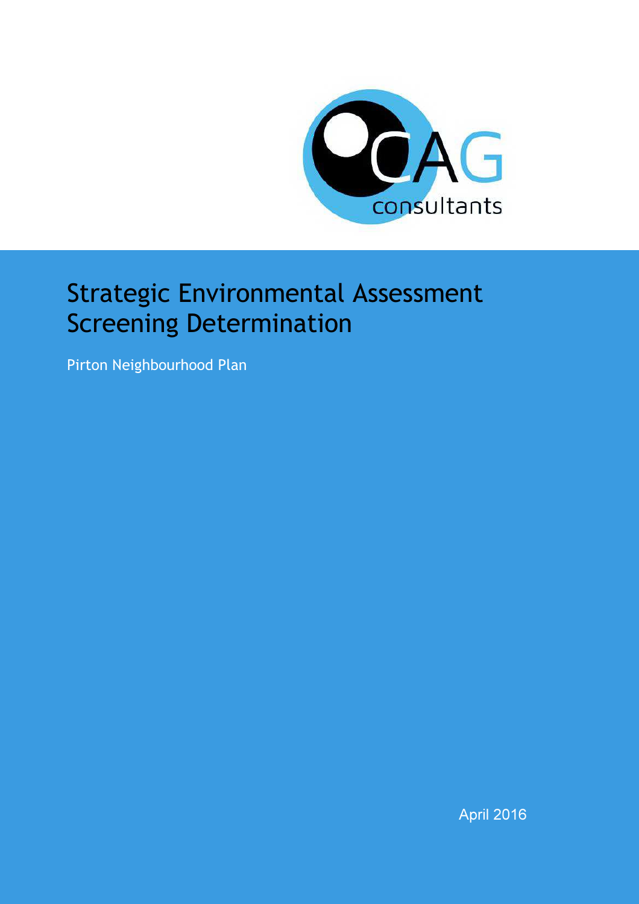CAG consultants

# Strategic Environmental Assessment Screening Determination

Pirton Neighbourhood Plan

April 2016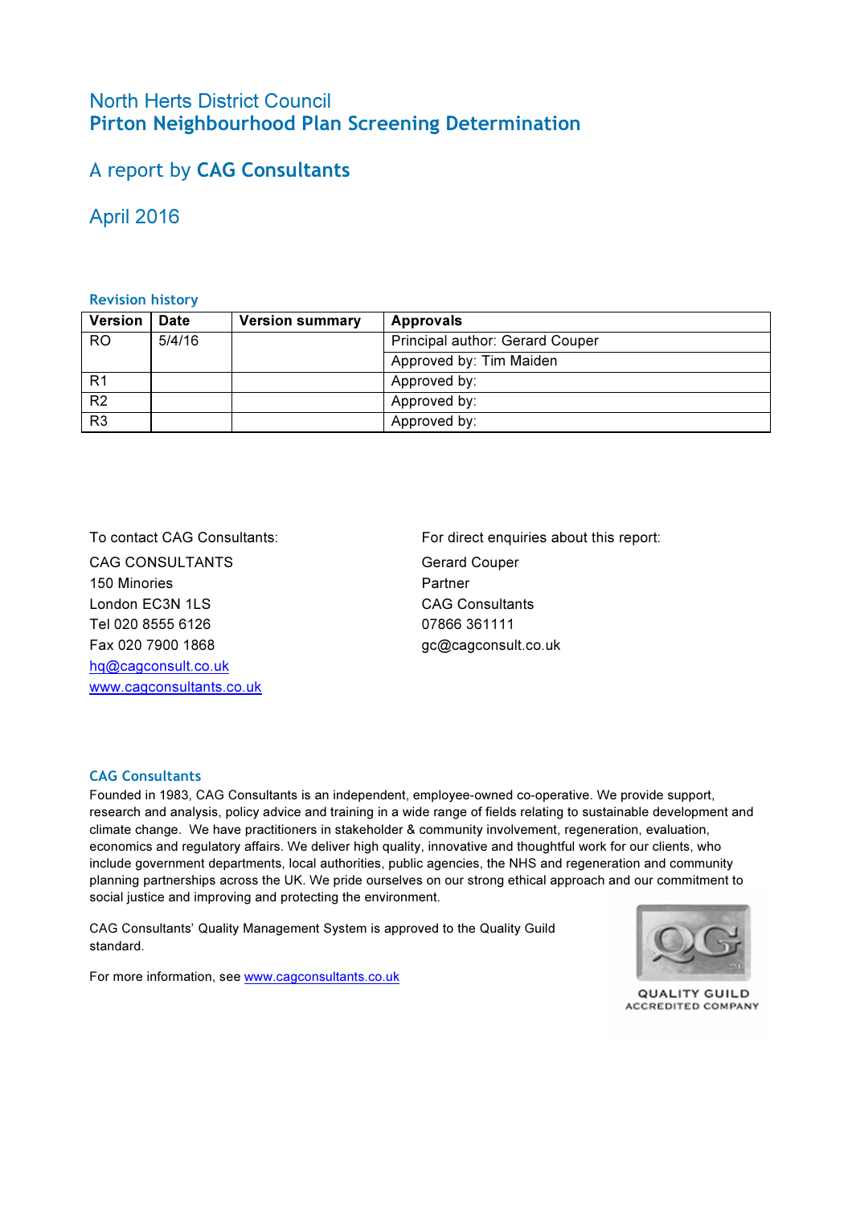# North Herts District Council
## Pirton Neighbourhood Plan Screening Determination

## A report by **CAG Consultants**

## April 2016

### Revision history

| Version | Date | Version summary | Approvals |
|---|---|---|---|
| RO | 5/4/16 | | Principal author: Gerard Couper |
| | | | Approved by: Tim Maiden |
| R1 | | | Approved by: |
| R2 | | | Approved by: |
| R3 | | | Approved by: |

To contact CAG Consultants:

CAG CONSULTANTS
150 Minories
London EC3N 1LS
Tel 020 8555 6126
Fax 020 7900 1868
hq@cagconsult.co.uk
www.cagconsultants.co.uk

For direct enquiries about this report:

Gerard Couper
Partner
CAG Consultants
07866 361111
gc@cagconsult.co.uk

### CAG Consultants

Founded in 1983, CAG Consultants is an independent, employee-owned co-operative. We provide support, research and analysis, policy advice and training in a wide range of fields relating to sustainable development and climate change. We have practitioners in stakeholder & community involvement, regeneration, evaluation, economics and regulatory affairs. We deliver high quality, innovative and thoughtful work for our clients, who include government departments, local authorities, public agencies, the NHS and regeneration and community planning partnerships across the UK. We pride ourselves on our strong ethical approach and our commitment to social justice and improving and protecting the environment.

CAG Consultants' Quality Management System is approved to the Quality Guild standard.

For more information, see www.cagconsultants.co.uk

QUALITY GUILD
ACCREDITED COMPANY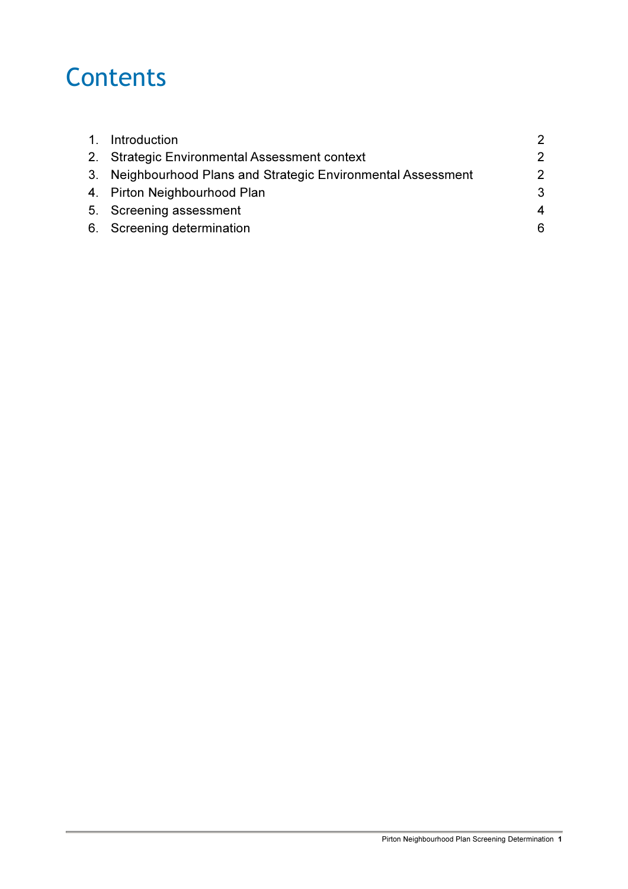# Contents

| | | |
|---|---|---|
| 1. | Introduction | 2 |
| 2. | Strategic Environmental Assessment context | 2 |
| 3. | Neighbourhood Plans and Strategic Environmental Assessment | 2 |
| 4. | Pirton Neighbourhood Plan | 3 |
| 5. | Screening assessment | 4 |
| 6. | Screening determination | 6 |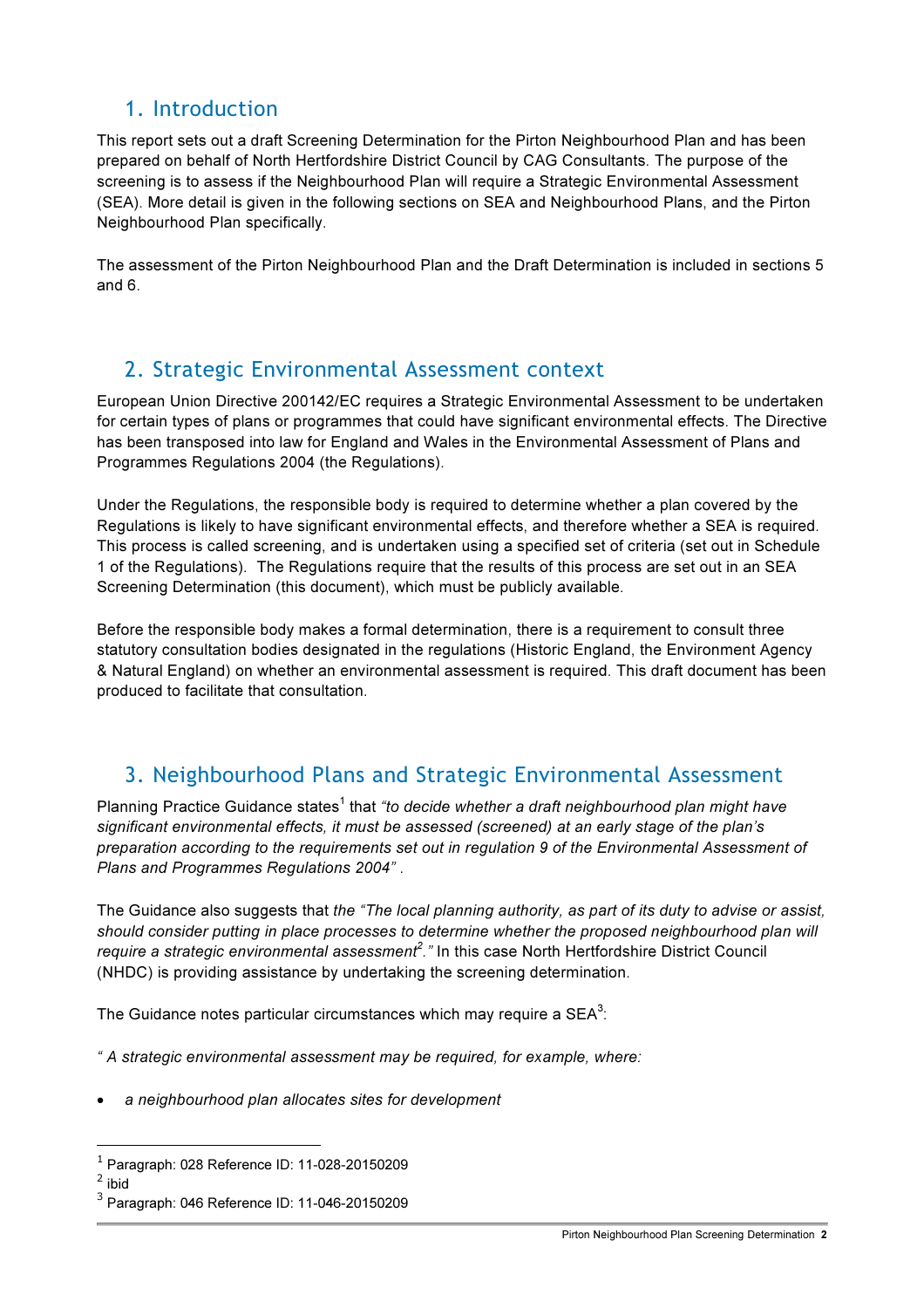## 1. Introduction

This report sets out a draft Screening Determination for the Pirton Neighbourhood Plan and has been prepared on behalf of North Hertfordshire District Council by CAG Consultants. The purpose of the screening is to assess if the Neighbourhood Plan will require a Strategic Environmental Assessment (SEA). More detail is given in the following sections on SEA and Neighbourhood Plans, and the Pirton Neighbourhood Plan specifically.

The assessment of the Pirton Neighbourhood Plan and the Draft Determination is included in sections 5 and 6.

## 2. Strategic Environmental Assessment context

European Union Directive 200142/EC requires a Strategic Environmental Assessment to be undertaken for certain types of plans or programmes that could have significant environmental effects. The Directive has been transposed into law for England and Wales in the Environmental Assessment of Plans and Programmes Regulations 2004 (the Regulations).

Under the Regulations, the responsible body is required to determine whether a plan covered by the Regulations is likely to have significant environmental effects, and therefore whether a SEA is required. This process is called screening, and is undertaken using a specified set of criteria (set out in Schedule 1 of the Regulations). The Regulations require that the results of this process are set out in an SEA Screening Determination (this document), which must be publicly available.

Before the responsible body makes a formal determination, there is a requirement to consult three statutory consultation bodies designated in the regulations (Historic England, the Environment Agency & Natural England) on whether an environmental assessment is required. This draft document has been produced to facilitate that consultation.

## 3. Neighbourhood Plans and Strategic Environmental Assessment

Planning Practice Guidance states[1] that *"to decide whether a draft neighbourhood plan might have significant environmental effects, it must be assessed (screened) at an early stage of the plan's preparation according to the requirements set out in regulation 9 of the Environmental Assessment of Plans and Programmes Regulations 2004"* .

The Guidance also suggests that *the "The local planning authority, as part of its duty to advise or assist, should consider putting in place processes to determine whether the proposed neighbourhood plan will require a strategic environmental assessment[2]."* In this case North Hertfordshire District Council (NHDC) is providing assistance by undertaking the screening determination.

The Guidance notes particular circumstances which may require a SEA[3]:

*" A strategic environmental assessment may be required, for example, where:*

- *a neighbourhood plan allocates sites for development*

---

[1] Paragraph: 028 Reference ID: 11-028-20150209

[2] ibid

[3] Paragraph: 046 Reference ID: 11-046-20150209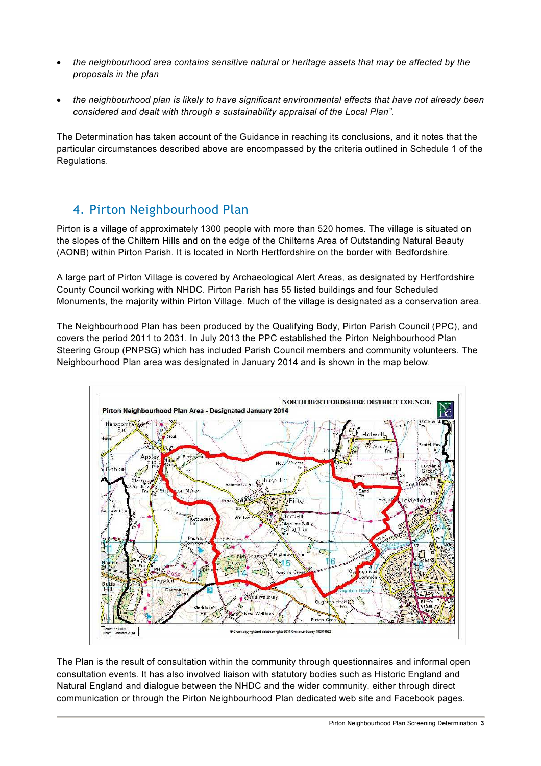- *the neighbourhood area contains sensitive natural or heritage assets that may be affected by the proposals in the plan*

- *the neighbourhood plan is likely to have significant environmental effects that have not already been considered and dealt with through a sustainability appraisal of the Local Plan".*

The Determination has taken account of the Guidance in reaching its conclusions, and it notes that the particular circumstances described above are encompassed by the criteria outlined in Schedule 1 of the Regulations.

## 4. Pirton Neighbourhood Plan

Pirton is a village of approximately 1300 people with more than 520 homes. The village is situated on the slopes of the Chiltern Hills and on the edge of the Chilterns Area of Outstanding Natural Beauty (AONB) within Pirton Parish. It is located in North Hertfordshire on the border with Bedfordshire.

A large part of Pirton Village is covered by Archaeological Alert Areas, as designated by Hertfordshire County Council working with NHDC. Pirton Parish has 55 listed buildings and four Scheduled Monuments, the majority within Pirton Village. Much of the village is designated as a conservation area.

The Neighbourhood Plan has been produced by the Qualifying Body, Pirton Parish Council (PPC), and covers the period 2011 to 2031. In July 2013 the PPC established the Pirton Neighbourhood Plan Steering Group (PNPSG) which has included Parish Council members and community volunteers. The Neighbourhood Plan area was designated in January 2014 and is shown in the map below.

The Plan is the result of consultation within the community through questionnaires and informal open consultation events. It has also involved liaison with statutory bodies such as Historic England and Natural England and dialogue between the NHDC and the wider community, either through direct communication or through the Pirton Neighbourhood Plan dedicated web site and Facebook pages.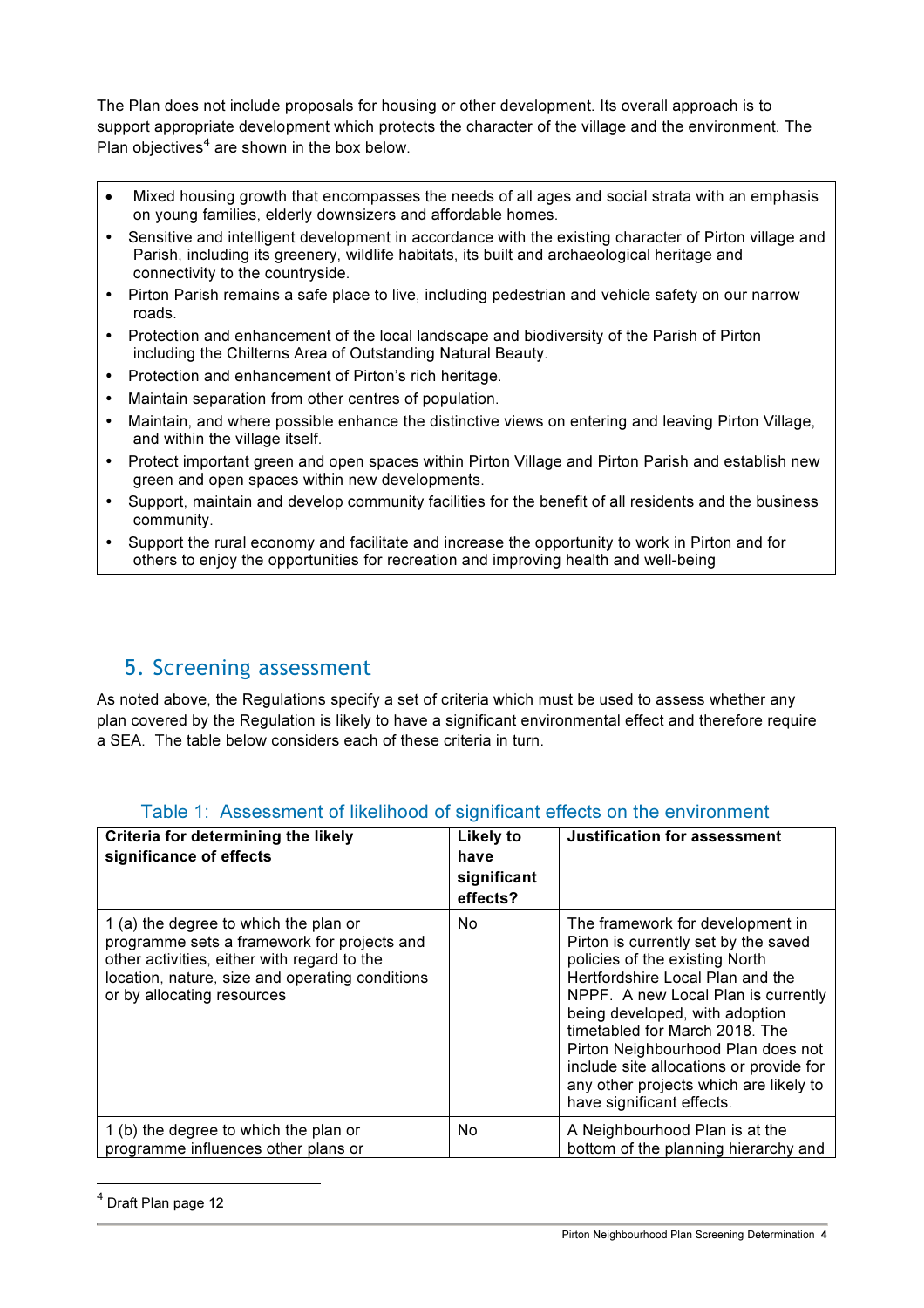The Plan does not include proposals for housing or other development. Its overall approach is to support appropriate development which protects the character of the village and the environment. The Plan objectives[4] are shown in the box below.

- Mixed housing growth that encompasses the needs of all ages and social strata with an emphasis on young families, elderly downsizers and affordable homes.
- Sensitive and intelligent development in accordance with the existing character of Pirton village and Parish, including its greenery, wildlife habitats, its built and archaeological heritage and connectivity to the countryside.
- Pirton Parish remains a safe place to live, including pedestrian and vehicle safety on our narrow roads.
- Protection and enhancement of the local landscape and biodiversity of the Parish of Pirton including the Chilterns Area of Outstanding Natural Beauty.
- Protection and enhancement of Pirton's rich heritage.
- Maintain separation from other centres of population.
- Maintain, and where possible enhance the distinctive views on entering and leaving Pirton Village, and within the village itself.
- Protect important green and open spaces within Pirton Village and Pirton Parish and establish new green and open spaces within new developments.
- Support, maintain and develop community facilities for the benefit of all residents and the business community.
- Support the rural economy and facilitate and increase the opportunity to work in Pirton and for others to enjoy the opportunities for recreation and improving health and well-being

## 5. Screening assessment

As noted above, the Regulations specify a set of criteria which must be used to assess whether any plan covered by the Regulation is likely to have a significant environmental effect and therefore require a SEA. The table below considers each of these criteria in turn.

### Table 1: Assessment of likelihood of significant effects on the environment

| Criteria for determining the likely significance of effects | Likely to have significant effects? | Justification for assessment |
|---|---|---|
| 1 (a) the degree to which the plan or programme sets a framework for projects and other activities, either with regard to the location, nature, size and operating conditions or by allocating resources | No | The framework for development in Pirton is currently set by the saved policies of the existing North Hertfordshire Local Plan and the NPPF. A new Local Plan is currently being developed, with adoption timetabled for March 2018. The Pirton Neighbourhood Plan does not include site allocations or provide for any other projects which are likely to have significant effects. |
| 1 (b) the degree to which the plan or programme influences other plans or | No | A Neighbourhood Plan is at the bottom of the planning hierarchy and |

[4] Draft Plan page 12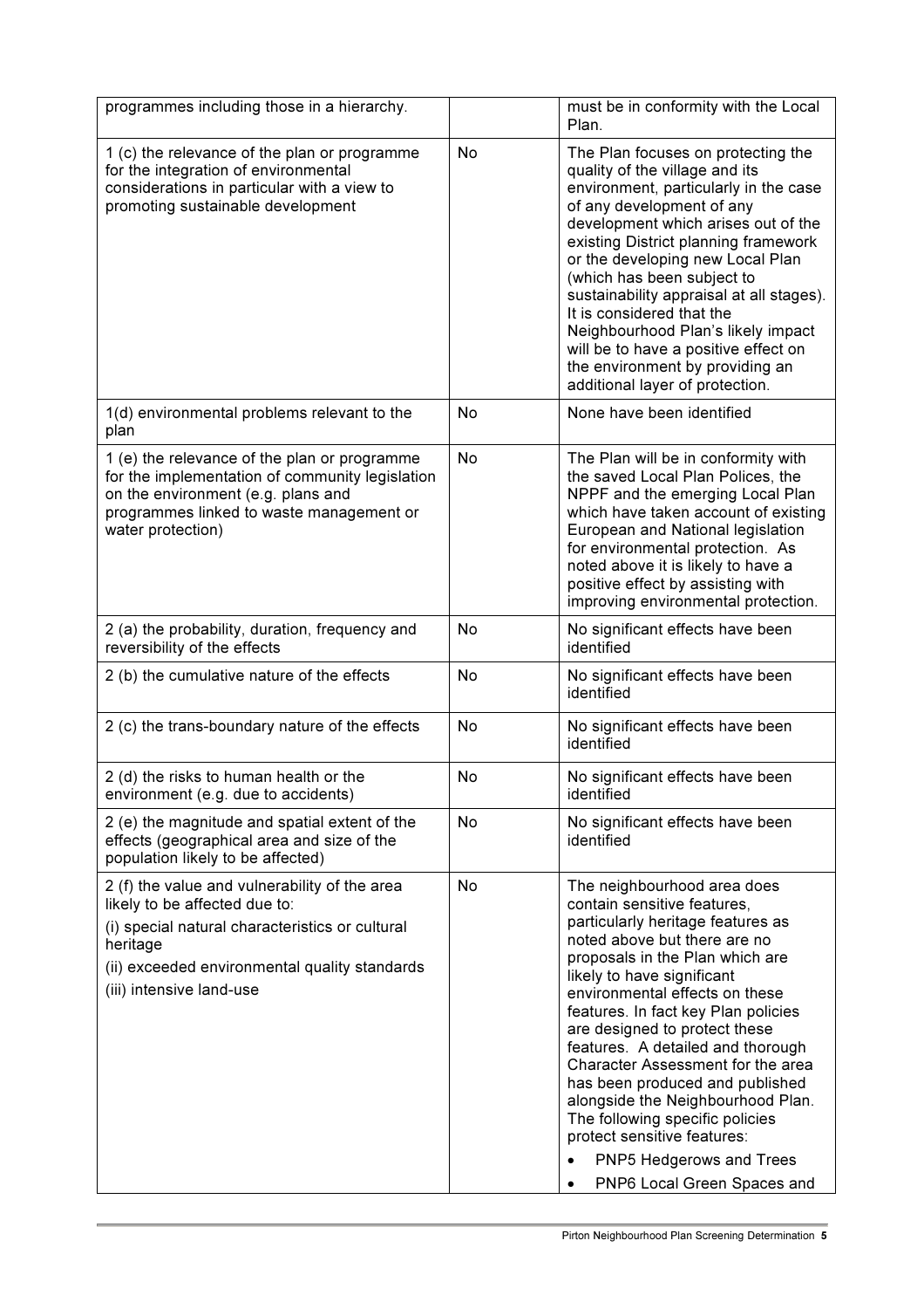| | | |
|---|---|---|
| programmes including those in a hierarchy. | | must be in conformity with the Local Plan. |
| 1 (c) the relevance of the plan or programme for the integration of environmental considerations in particular with a view to promoting sustainable development | No | The Plan focuses on protecting the quality of the village and its environment, particularly in the case of any development of any development which arises out of the existing District planning framework or the developing new Local Plan (which has been subject to sustainability appraisal at all stages). It is considered that the Neighbourhood Plan's likely impact will be to have a positive effect on the environment by providing an additional layer of protection. |
| 1(d) environmental problems relevant to the plan | No | None have been identified |
| 1 (e) the relevance of the plan or programme for the implementation of community legislation on the environment (e.g. plans and programmes linked to waste management or water protection) | No | The Plan will be in conformity with the saved Local Plan Polices, the NPPF and the emerging Local Plan which have taken account of existing European and National legislation for environmental protection. As noted above it is likely to have a positive effect by assisting with improving environmental protection. |
| 2 (a) the probability, duration, frequency and reversibility of the effects | No | No significant effects have been identified |
| 2 (b) the cumulative nature of the effects | No | No significant effects have been identified |
| 2 (c) the trans-boundary nature of the effects | No | No significant effects have been identified |
| 2 (d) the risks to human health or the environment (e.g. due to accidents) | No | No significant effects have been identified |
| 2 (e) the magnitude and spatial extent of the effects (geographical area and size of the population likely to be affected) | No | No significant effects have been identified |
| 2 (f) the value and vulnerability of the area likely to be affected due to:<br>(i) special natural characteristics or cultural heritage<br>(ii) exceeded environmental quality standards<br>(iii) intensive land-use | No | The neighbourhood area does contain sensitive features, particularly heritage features as noted above but there are no proposals in the Plan which are likely to have significant environmental effects on these features. In fact key Plan policies are designed to protect these features. A detailed and thorough Character Assessment for the area has been produced and published alongside the Neighbourhood Plan. The following specific policies protect sensitive features:<br>• PNP5 Hedgerows and Trees<br>• PNP6 Local Green Spaces and |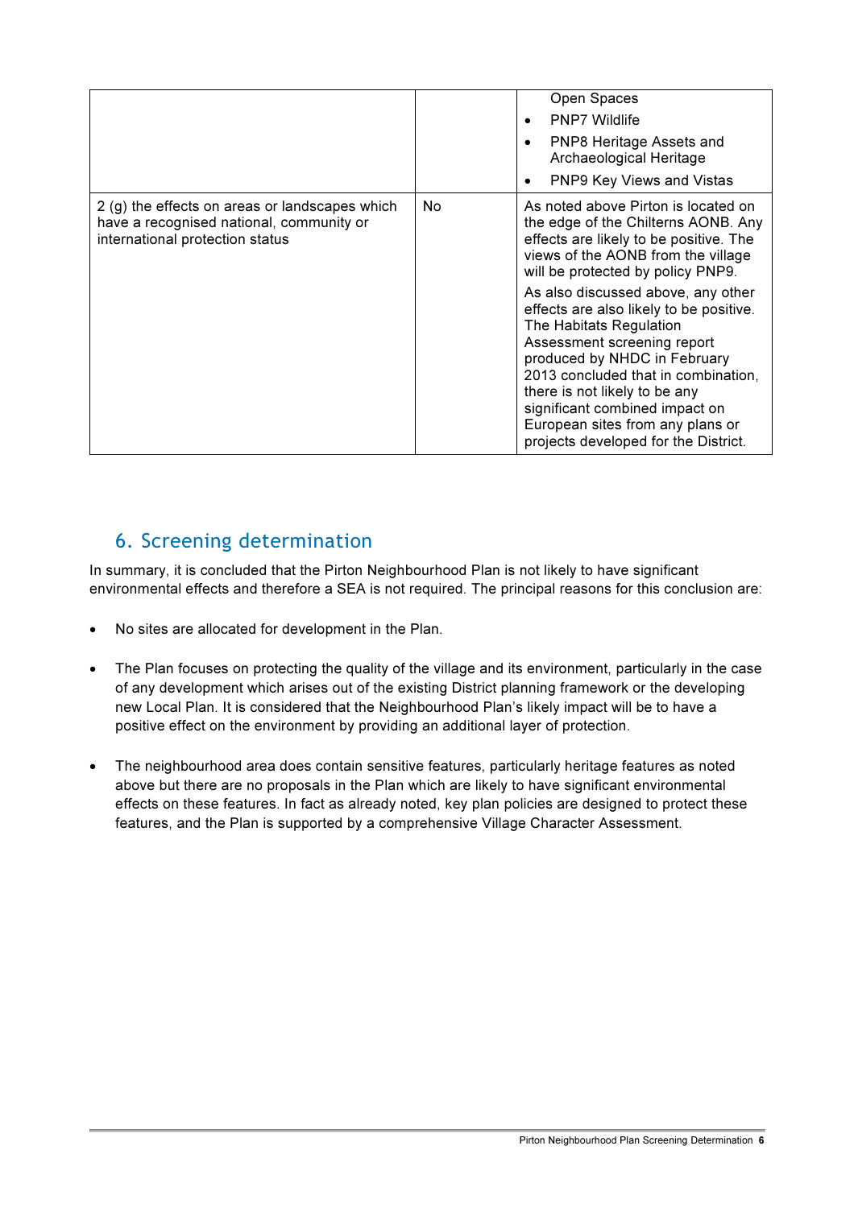| | | |
|---|---|---|
| | | Open Spaces<br>• PNP7 Wildlife<br>• PNP8 Heritage Assets and Archaeological Heritage<br>• PNP9 Key Views and Vistas |
| 2 (g) the effects on areas or landscapes which have a recognised national, community or international protection status | No | As noted above Pirton is located on the edge of the Chilterns AONB. Any effects are likely to be positive. The views of the AONB from the village will be protected by policy PNP9.<br><br>As also discussed above, any other effects are also likely to be positive. The Habitats Regulation Assessment screening report produced by NHDC in February 2013 concluded that in combination, there is not likely to be any significant combined impact on European sites from any plans or projects developed for the District. |

## 6. Screening determination

In summary, it is concluded that the Pirton Neighbourhood Plan is not likely to have significant environmental effects and therefore a SEA is not required. The principal reasons for this conclusion are:

- No sites are allocated for development in the Plan.

- The Plan focuses on protecting the quality of the village and its environment, particularly in the case of any development which arises out of the existing District planning framework or the developing new Local Plan. It is considered that the Neighbourhood Plan's likely impact will be to have a positive effect on the environment by providing an additional layer of protection.

- The neighbourhood area does contain sensitive features, particularly heritage features as noted above but there are no proposals in the Plan which are likely to have significant environmental effects on these features. In fact as already noted, key plan policies are designed to protect these features, and the Plan is supported by a comprehensive Village Character Assessment.